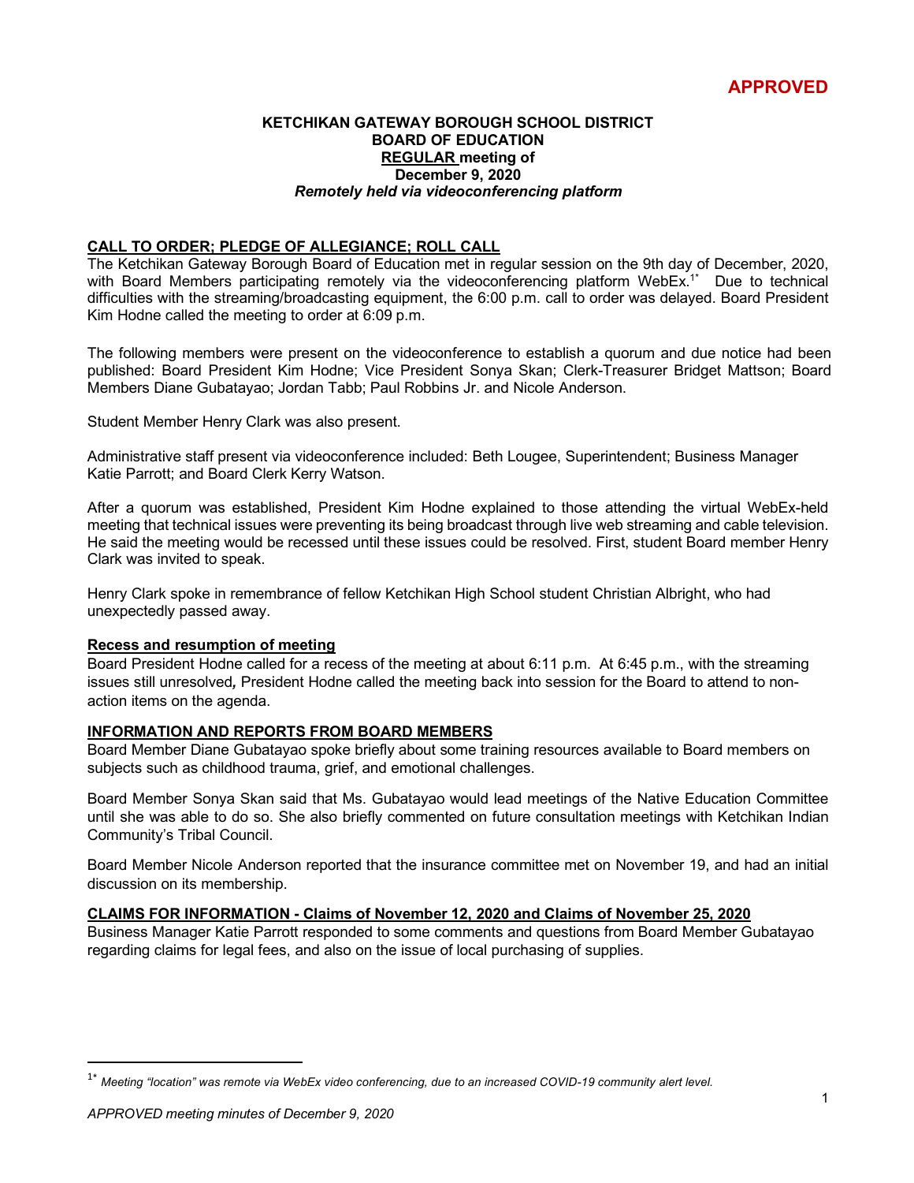**APPROVED**

**KETCHIKAN GATEWAY BOROUGH SCHOOL DISTRICT**
**BOARD OF EDUCATION**
**REGULAR meeting of**
**December 9, 2020**
***Remotely held via videoconferencing platform***

## CALL TO ORDER; PLEDGE OF ALLEGIANCE; ROLL CALL

The Ketchikan Gateway Borough Board of Education met in regular session on the 9th day of December, 2020, with Board Members participating remotely via the videoconferencing platform WebEx.[1*] Due to technical difficulties with the streaming/broadcasting equipment, the 6:00 p.m. call to order was delayed. Board President Kim Hodne called the meeting to order at 6:09 p.m.

The following members were present on the videoconference to establish a quorum and due notice had been published: Board President Kim Hodne; Vice President Sonya Skan; Clerk-Treasurer Bridget Mattson; Board Members Diane Gubatayao; Jordan Tabb; Paul Robbins Jr. and Nicole Anderson.

Student Member Henry Clark was also present.

Administrative staff present via videoconference included: Beth Lougee, Superintendent; Business Manager Katie Parrott; and Board Clerk Kerry Watson.

After a quorum was established, President Kim Hodne explained to those attending the virtual WebEx-held meeting that technical issues were preventing its being broadcast through live web streaming and cable television. He said the meeting would be recessed until these issues could be resolved. First, student Board member Henry Clark was invited to speak.

Henry Clark spoke in remembrance of fellow Ketchikan High School student Christian Albright, who had unexpectedly passed away.

### Recess and resumption of meeting

Board President Hodne called for a recess of the meeting at about 6:11 p.m. At 6:45 p.m., with the streaming issues still unresolved*,* President Hodne called the meeting back into session for the Board to attend to non-action items on the agenda.

## INFORMATION AND REPORTS FROM BOARD MEMBERS

Board Member Diane Gubatayao spoke briefly about some training resources available to Board members on subjects such as childhood trauma, grief, and emotional challenges.

Board Member Sonya Skan said that Ms. Gubatayao would lead meetings of the Native Education Committee until she was able to do so. She also briefly commented on future consultation meetings with Ketchikan Indian Community's Tribal Council.

Board Member Nicole Anderson reported that the insurance committee met on November 19, and had an initial discussion on its membership.

## CLAIMS FOR INFORMATION - Claims of November 12, 2020 and Claims of November 25, 2020

Business Manager Katie Parrott responded to some comments and questions from Board Member Gubatayao regarding claims for legal fees, and also on the issue of local purchasing of supplies.

---

[1*] *Meeting "location" was remote via WebEx video conferencing, due to an increased COVID-19 community alert level.*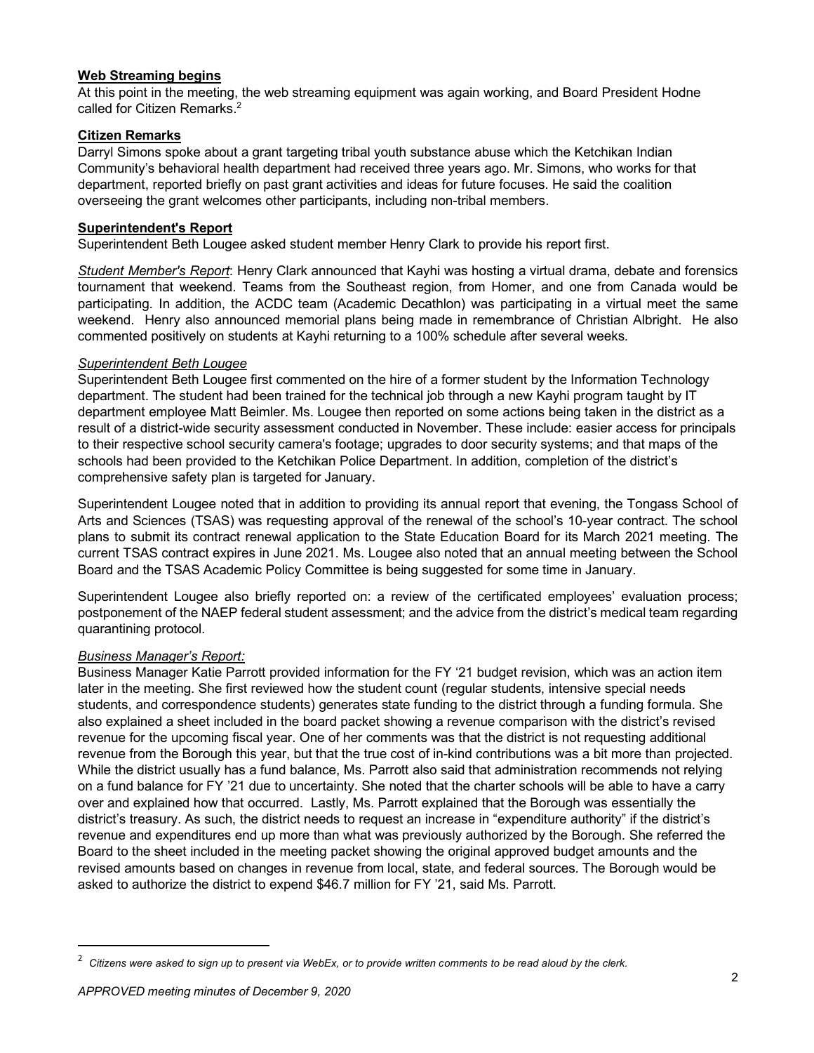**Web Streaming begins**

At this point in the meeting, the web streaming equipment was again working, and Board President Hodne called for Citizen Remarks.[2]

**Citizen Remarks**

Darryl Simons spoke about a grant targeting tribal youth substance abuse which the Ketchikan Indian Community's behavioral health department had received three years ago. Mr. Simons, who works for that department, reported briefly on past grant activities and ideas for future focuses. He said the coalition overseeing the grant welcomes other participants, including non-tribal members.

**Superintendent's Report**

Superintendent Beth Lougee asked student member Henry Clark to provide his report first.

*Student Member's Report*: Henry Clark announced that Kayhi was hosting a virtual drama, debate and forensics tournament that weekend. Teams from the Southeast region, from Homer, and one from Canada would be participating. In addition, the ACDC team (Academic Decathlon) was participating in a virtual meet the same weekend. Henry also announced memorial plans being made in remembrance of Christian Albright. He also commented positively on students at Kayhi returning to a 100% schedule after several weeks.

*Superintendent Beth Lougee*

Superintendent Beth Lougee first commented on the hire of a former student by the Information Technology department. The student had been trained for the technical job through a new Kayhi program taught by IT department employee Matt Beimler. Ms. Lougee then reported on some actions being taken in the district as a result of a district-wide security assessment conducted in November. These include: easier access for principals to their respective school security camera's footage; upgrades to door security systems; and that maps of the schools had been provided to the Ketchikan Police Department. In addition, completion of the district's comprehensive safety plan is targeted for January.

Superintendent Lougee noted that in addition to providing its annual report that evening, the Tongass School of Arts and Sciences (TSAS) was requesting approval of the renewal of the school's 10-year contract. The school plans to submit its contract renewal application to the State Education Board for its March 2021 meeting. The current TSAS contract expires in June 2021. Ms. Lougee also noted that an annual meeting between the School Board and the TSAS Academic Policy Committee is being suggested for some time in January.

Superintendent Lougee also briefly reported on: a review of the certificated employees' evaluation process; postponement of the NAEP federal student assessment; and the advice from the district's medical team regarding quarantining protocol.

*Business Manager's Report:*

Business Manager Katie Parrott provided information for the FY '21 budget revision, which was an action item later in the meeting. She first reviewed how the student count (regular students, intensive special needs students, and correspondence students) generates state funding to the district through a funding formula. She also explained a sheet included in the board packet showing a revenue comparison with the district's revised revenue for the upcoming fiscal year. One of her comments was that the district is not requesting additional revenue from the Borough this year, but that the true cost of in-kind contributions was a bit more than projected. While the district usually has a fund balance, Ms. Parrott also said that administration recommends not relying on a fund balance for FY '21 due to uncertainty. She noted that the charter schools will be able to have a carry over and explained how that occurred. Lastly, Ms. Parrott explained that the Borough was essentially the district's treasury. As such, the district needs to request an increase in "expenditure authority" if the district's revenue and expenditures end up more than what was previously authorized by the Borough. She referred the Board to the sheet included in the meeting packet showing the original approved budget amounts and the revised amounts based on changes in revenue from local, state, and federal sources. The Borough would be asked to authorize the district to expend $46.7 million for FY '21, said Ms. Parrott.

---

[2] *Citizens were asked to sign up to present via WebEx, or to provide written comments to be read aloud by the clerk.*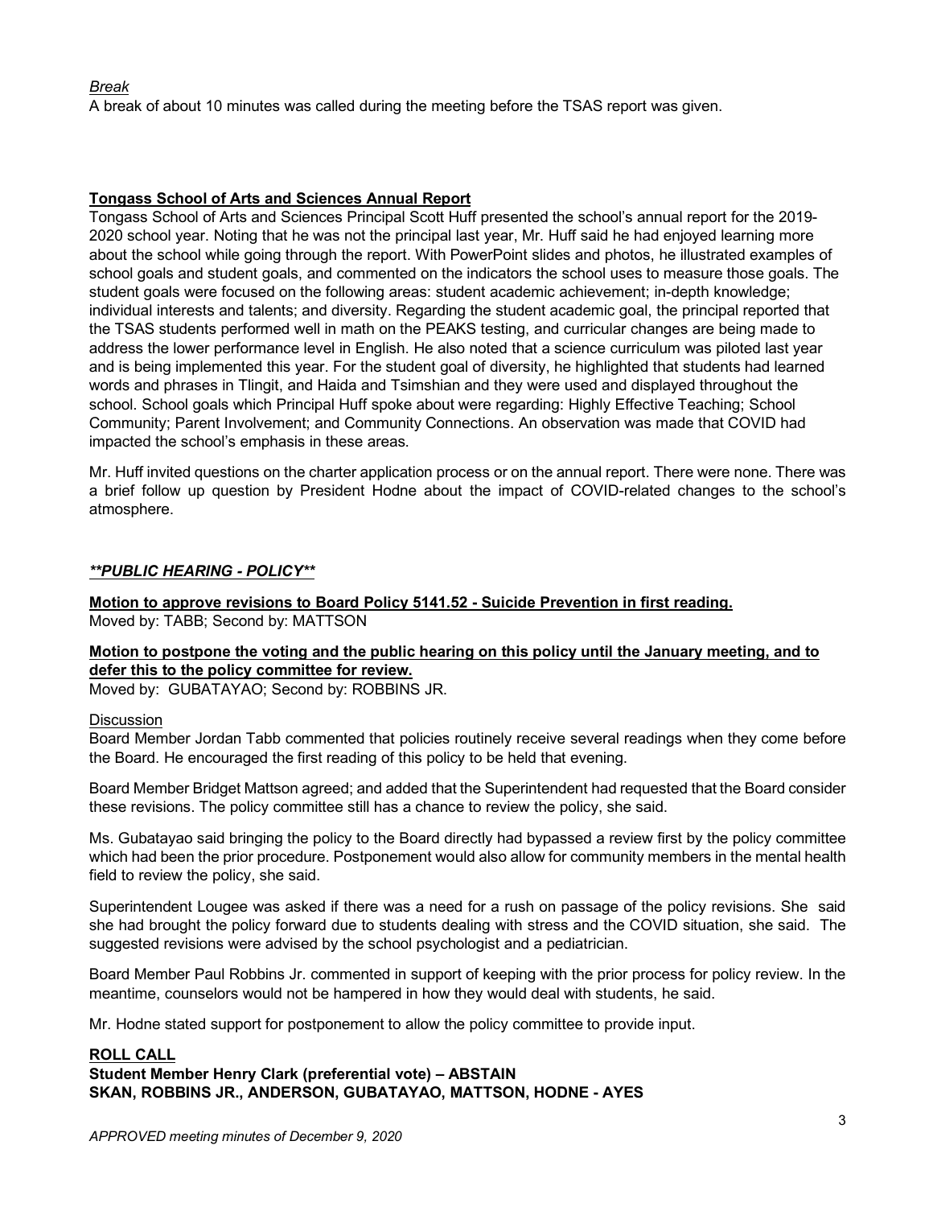*Break*

A break of about 10 minutes was called during the meeting before the TSAS report was given.

**Tongass School of Arts and Sciences Annual Report**

Tongass School of Arts and Sciences Principal Scott Huff presented the school's annual report for the 2019-2020 school year. Noting that he was not the principal last year, Mr. Huff said he had enjoyed learning more about the school while going through the report. With PowerPoint slides and photos, he illustrated examples of school goals and student goals, and commented on the indicators the school uses to measure those goals. The student goals were focused on the following areas: student academic achievement; in-depth knowledge; individual interests and talents; and diversity. Regarding the student academic goal, the principal reported that the TSAS students performed well in math on the PEAKS testing, and curricular changes are being made to address the lower performance level in English. He also noted that a science curriculum was piloted last year and is being implemented this year. For the student goal of diversity, he highlighted that students had learned words and phrases in Tlingit, and Haida and Tsimshian and they were used and displayed throughout the school. School goals which Principal Huff spoke about were regarding: Highly Effective Teaching; School Community; Parent Involvement; and Community Connections. An observation was made that COVID had impacted the school's emphasis in these areas.

Mr. Huff invited questions on the charter application process or on the annual report. There were none. There was a brief follow up question by President Hodne about the impact of COVID-related changes to the school's atmosphere.

***\*\*PUBLIC HEARING - POLICY\*\****

**Motion to approve revisions to Board Policy 5141.52 - Suicide Prevention in first reading.**

Moved by: TABB; Second by: MATTSON

**Motion to postpone the voting and the public hearing on this policy until the January meeting, and to defer this to the policy committee for review.**

Moved by: GUBATAYAO; Second by: ROBBINS JR.

Discussion

Board Member Jordan Tabb commented that policies routinely receive several readings when they come before the Board. He encouraged the first reading of this policy to be held that evening.

Board Member Bridget Mattson agreed; and added that the Superintendent had requested that the Board consider these revisions. The policy committee still has a chance to review the policy, she said.

Ms. Gubatayao said bringing the policy to the Board directly had bypassed a review first by the policy committee which had been the prior procedure. Postponement would also allow for community members in the mental health field to review the policy, she said.

Superintendent Lougee was asked if there was a need for a rush on passage of the policy revisions. She said she had brought the policy forward due to students dealing with stress and the COVID situation, she said. The suggested revisions were advised by the school psychologist and a pediatrician.

Board Member Paul Robbins Jr. commented in support of keeping with the prior process for policy review. In the meantime, counselors would not be hampered in how they would deal with students, he said.

Mr. Hodne stated support for postponement to allow the policy committee to provide input.

**ROLL CALL**

**Student Member Henry Clark (preferential vote) – ABSTAIN**

**SKAN, ROBBINS JR., ANDERSON, GUBATAYAO, MATTSON, HODNE - AYES**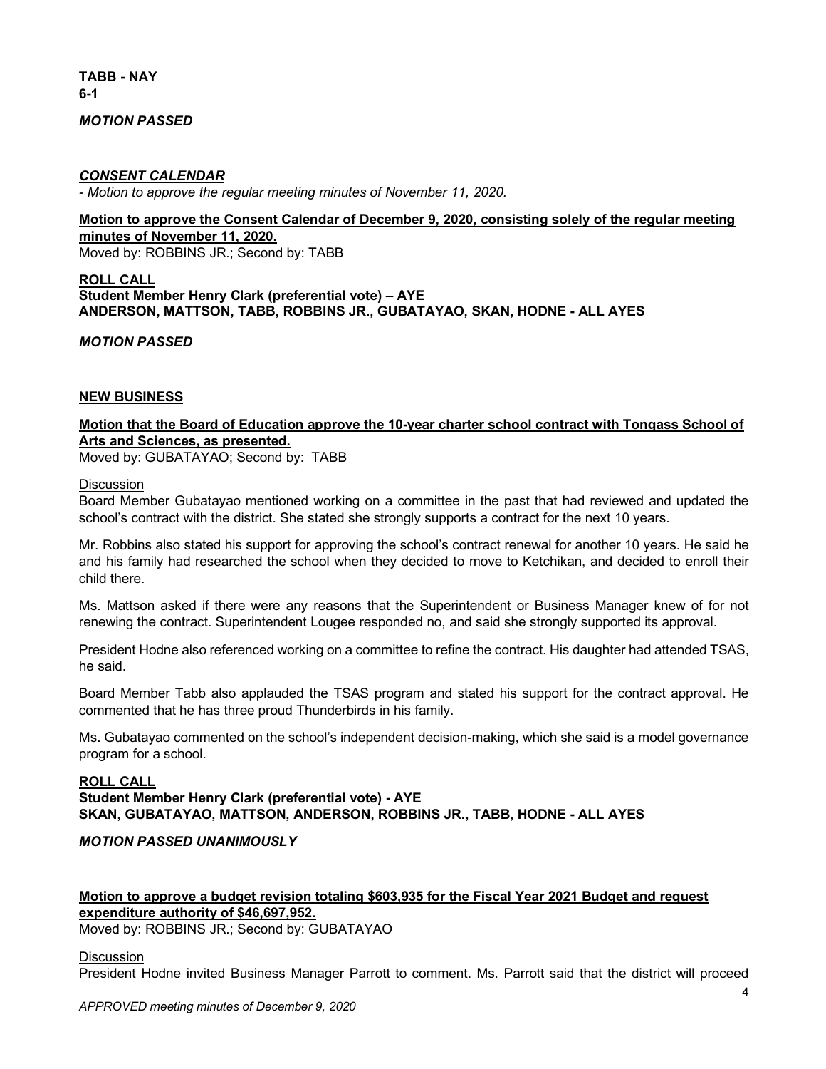**TABB - NAY**
**6-1**

***MOTION PASSED***

***CONSENT CALENDAR***

*- Motion to approve the regular meeting minutes of November 11, 2020.*

**Motion to approve the Consent Calendar of December 9, 2020, consisting solely of the regular meeting minutes of November 11, 2020.**
Moved by: ROBBINS JR.; Second by: TABB

**ROLL CALL**
**Student Member Henry Clark (preferential vote) – AYE**
**ANDERSON, MATTSON, TABB, ROBBINS JR., GUBATAYAO, SKAN, HODNE - ALL AYES**

***MOTION PASSED***

**NEW BUSINESS**

**Motion that the Board of Education approve the 10-year charter school contract with Tongass School of Arts and Sciences, as presented.**
Moved by: GUBATAYAO; Second by: TABB

Discussion
Board Member Gubatayao mentioned working on a committee in the past that had reviewed and updated the school's contract with the district. She stated she strongly supports a contract for the next 10 years.

Mr. Robbins also stated his support for approving the school's contract renewal for another 10 years. He said he and his family had researched the school when they decided to move to Ketchikan, and decided to enroll their child there.

Ms. Mattson asked if there were any reasons that the Superintendent or Business Manager knew of for not renewing the contract. Superintendent Lougee responded no, and said she strongly supported its approval.

President Hodne also referenced working on a committee to refine the contract. His daughter had attended TSAS, he said.

Board Member Tabb also applauded the TSAS program and stated his support for the contract approval. He commented that he has three proud Thunderbirds in his family.

Ms. Gubatayao commented on the school's independent decision-making, which she said is a model governance program for a school.

**ROLL CALL**
**Student Member Henry Clark (preferential vote) - AYE**
**SKAN, GUBATAYAO, MATTSON, ANDERSON, ROBBINS JR., TABB, HODNE - ALL AYES**

***MOTION PASSED UNANIMOUSLY***

**Motion to approve a budget revision totaling $603,935 for the Fiscal Year 2021 Budget and request expenditure authority of $46,697,952.**
Moved by: ROBBINS JR.; Second by: GUBATAYAO

Discussion
President Hodne invited Business Manager Parrott to comment. Ms. Parrott said that the district will proceed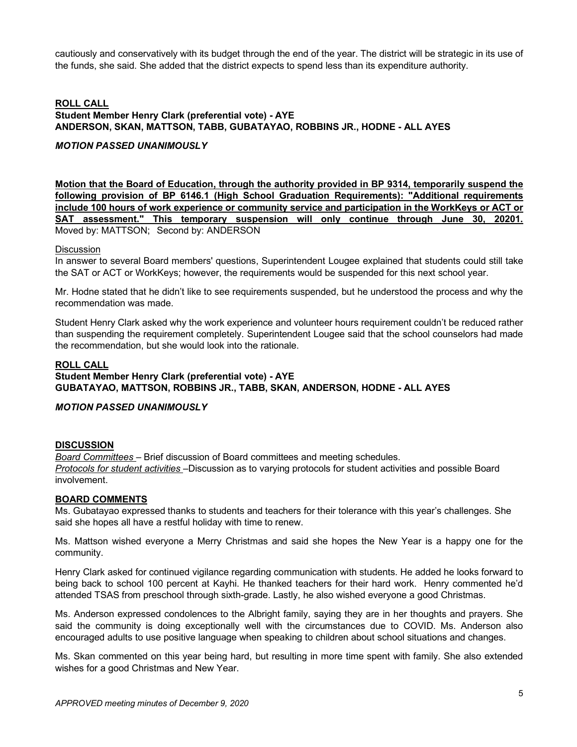cautiously and conservatively with its budget through the end of the year. The district will be strategic in its use of the funds, she said. She added that the district expects to spend less than its expenditure authority.

**ROLL CALL**
**Student Member Henry Clark (preferential vote) - AYE**
**ANDERSON, SKAN, MATTSON, TABB, GUBATAYAO, ROBBINS JR., HODNE - ALL AYES**

***MOTION PASSED UNANIMOUSLY***

**Motion that the Board of Education, through the authority provided in BP 9314, temporarily suspend the following provision of BP 6146.1 (High School Graduation Requirements): "Additional requirements include 100 hours of work experience or community service and participation in the WorkKeys or ACT or SAT assessment." This temporary suspension will only continue through June 30, 20201.**
Moved by: MATTSON; Second by: ANDERSON

Discussion
In answer to several Board members' questions, Superintendent Lougee explained that students could still take the SAT or ACT or WorkKeys; however, the requirements would be suspended for this next school year.

Mr. Hodne stated that he didn't like to see requirements suspended, but he understood the process and why the recommendation was made.

Student Henry Clark asked why the work experience and volunteer hours requirement couldn't be reduced rather than suspending the requirement completely. Superintendent Lougee said that the school counselors had made the recommendation, but she would look into the rationale.

**ROLL CALL**
**Student Member Henry Clark (preferential vote) - AYE**
**GUBATAYAO, MATTSON, ROBBINS JR., TABB, SKAN, ANDERSON, HODNE - ALL AYES**

***MOTION PASSED UNANIMOUSLY***

**DISCUSSION**
*Board Committees* – Brief discussion of Board committees and meeting schedules.
*Protocols for student activities* –Discussion as to varying protocols for student activities and possible Board involvement.

**BOARD COMMENTS**
Ms. Gubatayao expressed thanks to students and teachers for their tolerance with this year's challenges. She said she hopes all have a restful holiday with time to renew.

Ms. Mattson wished everyone a Merry Christmas and said she hopes the New Year is a happy one for the community.

Henry Clark asked for continued vigilance regarding communication with students. He added he looks forward to being back to school 100 percent at Kayhi. He thanked teachers for their hard work. Henry commented he'd attended TSAS from preschool through sixth-grade. Lastly, he also wished everyone a good Christmas.

Ms. Anderson expressed condolences to the Albright family, saying they are in her thoughts and prayers. She said the community is doing exceptionally well with the circumstances due to COVID. Ms. Anderson also encouraged adults to use positive language when speaking to children about school situations and changes.

Ms. Skan commented on this year being hard, but resulting in more time spent with family. She also extended wishes for a good Christmas and New Year.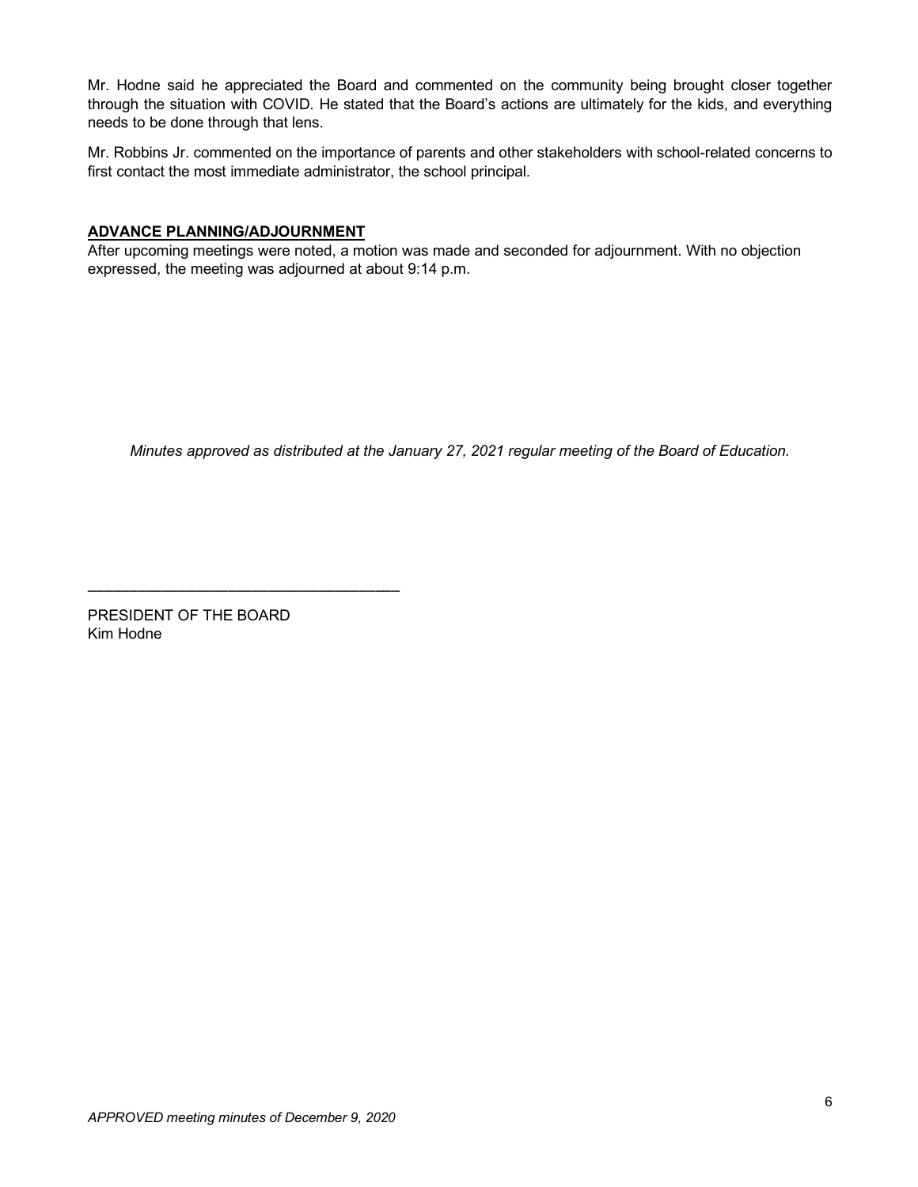Mr. Hodne said he appreciated the Board and commented on the community being brought closer together through the situation with COVID. He stated that the Board's actions are ultimately for the kids, and everything needs to be done through that lens.

Mr. Robbins Jr. commented on the importance of parents and other stakeholders with school-related concerns to first contact the most immediate administrator, the school principal.

**ADVANCE PLANNING/ADJOURNMENT**

After upcoming meetings were noted, a motion was made and seconded for adjournment. With no objection expressed, the meeting was adjourned at about 9:14 p.m.

*Minutes approved as distributed at the January 27, 2021 regular meeting of the Board of Education.*

\_\_\_\_\_\_\_\_\_\_\_\_\_\_\_\_\_\_\_\_\_\_\_\_\_\_\_\_\_\_\_\_\_\_\_\_\_\_

PRESIDENT OF THE BOARD
Kim Hodne